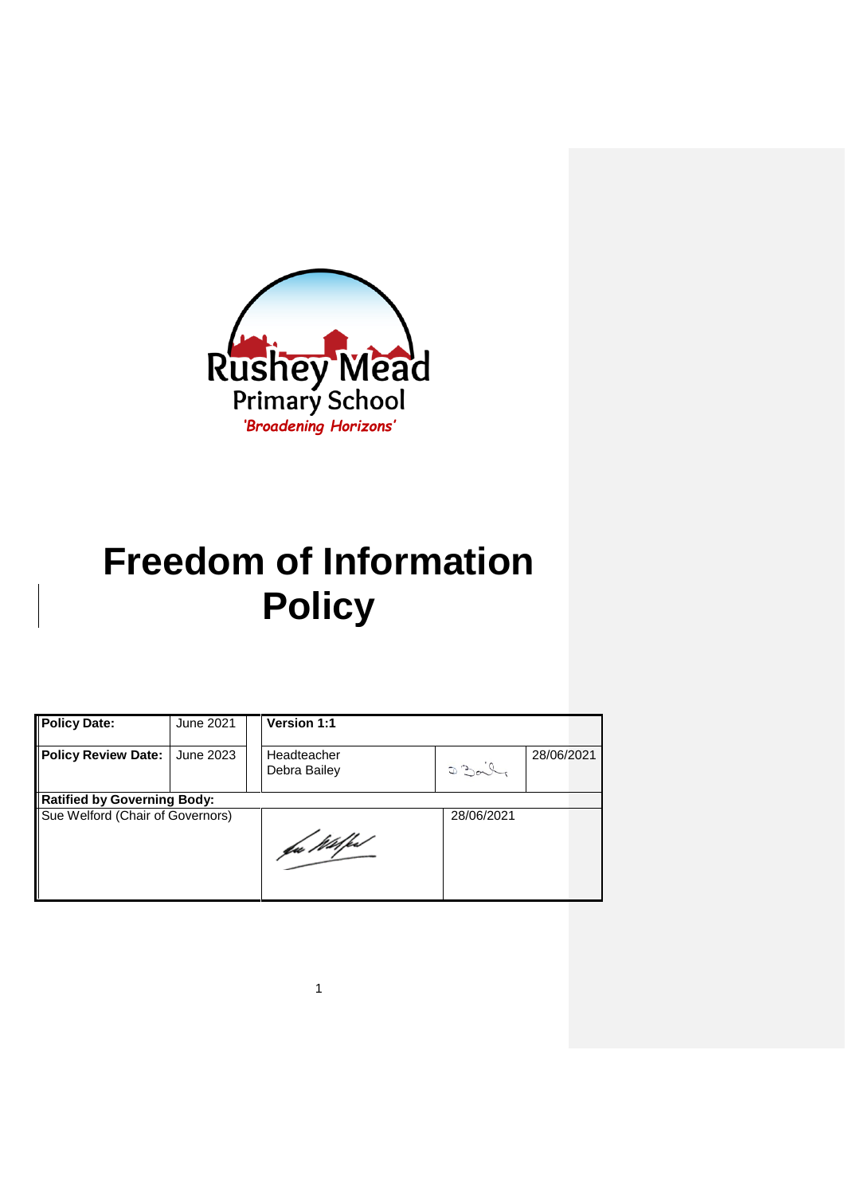Rushey Mead
Primary School
*'Broadening Horizons'*

# Freedom of Information Policy

| | | | | |
|---|---|---|---|---|
| **Policy Date:** | June 2021 | **Version 1:1** | | |
| **Policy Review Date:** | June 2023 | Headteacher Debra Bailey | | 28/06/2021 |
| **Ratified by Governing Body:** | | | | |
| Sue Welford (Chair of Governors) | | | 28/06/2021 | |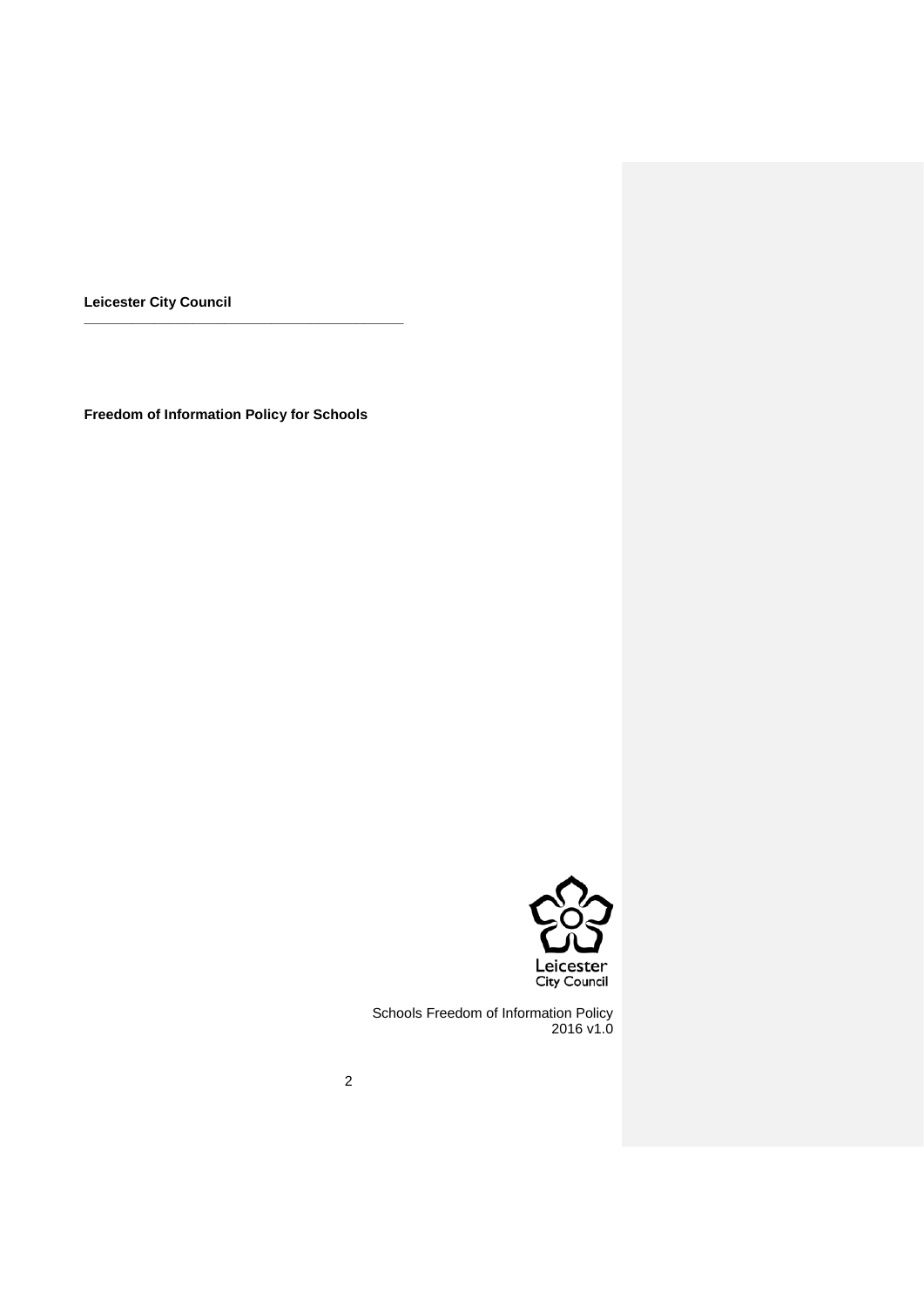**Leicester City Council**

---

**Freedom of Information Policy for Schools**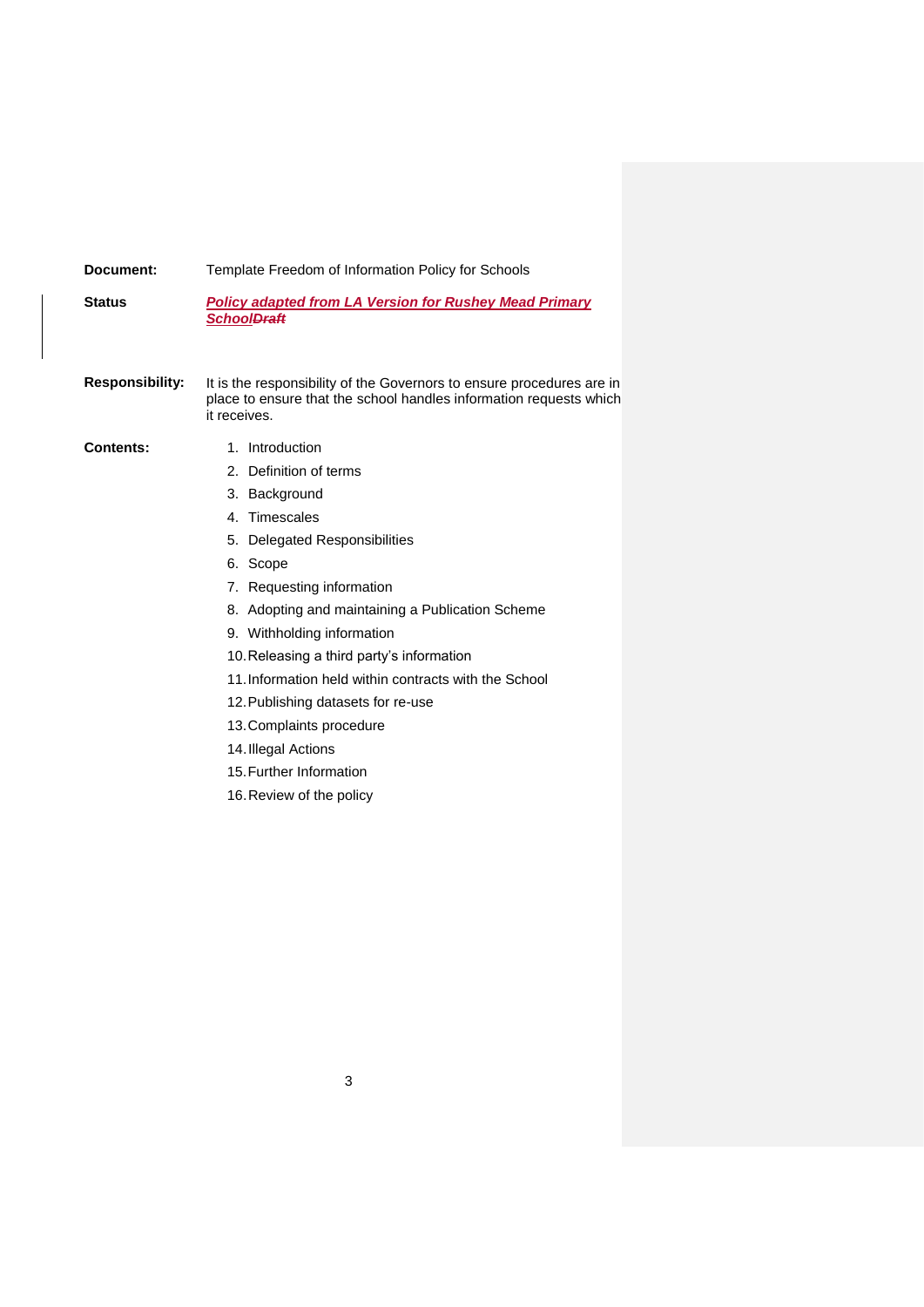**Document:** Template Freedom of Information Policy for Schools

**Status** ***Policy adapted from LA Version for Rushey Mead Primary School~~Draft~~***

**Responsibility:** It is the responsibility of the Governors to ensure procedures are in place to ensure that the school handles information requests which it receives.

**Contents:**

1. Introduction
2. Definition of terms
3. Background
4. Timescales
5. Delegated Responsibilities
6. Scope
7. Requesting information
8. Adopting and maintaining a Publication Scheme
9. Withholding information
10. Releasing a third party's information
11. Information held within contracts with the School
12. Publishing datasets for re-use
13. Complaints procedure
14. Illegal Actions
15. Further Information
16. Review of the policy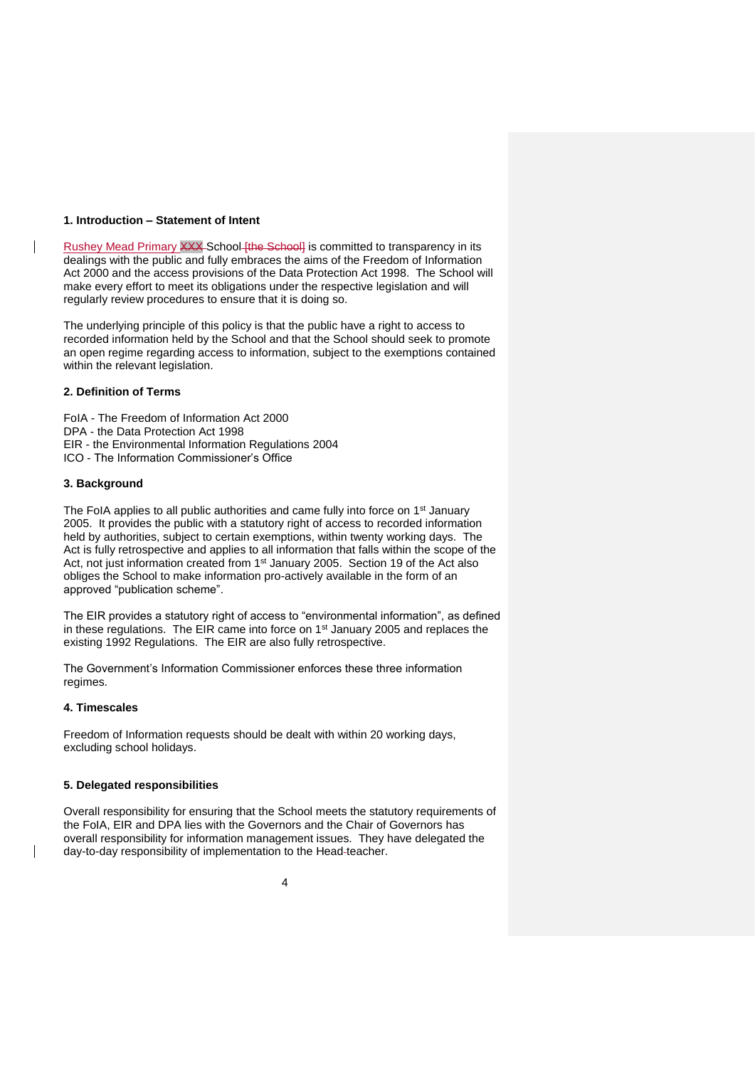## 1. Introduction – Statement of Intent

Rushey Mead Primary School is committed to transparency in its dealings with the public and fully embraces the aims of the Freedom of Information Act 2000 and the access provisions of the Data Protection Act 1998. The School will make every effort to meet its obligations under the respective legislation and will regularly review procedures to ensure that it is doing so.

The underlying principle of this policy is that the public have a right to access to recorded information held by the School and that the School should seek to promote an open regime regarding access to information, subject to the exemptions contained within the relevant legislation.

## 2. Definition of Terms

FoIA - The Freedom of Information Act 2000
DPA - the Data Protection Act 1998
EIR - the Environmental Information Regulations 2004
ICO - The Information Commissioner's Office

## 3. Background

The FoIA applies to all public authorities and came fully into force on 1st January 2005. It provides the public with a statutory right of access to recorded information held by authorities, subject to certain exemptions, within twenty working days. The Act is fully retrospective and applies to all information that falls within the scope of the Act, not just information created from 1st January 2005. Section 19 of the Act also obliges the School to make information pro-actively available in the form of an approved "publication scheme".

The EIR provides a statutory right of access to "environmental information", as defined in these regulations. The EIR came into force on 1st January 2005 and replaces the existing 1992 Regulations. The EIR are also fully retrospective.

The Government's Information Commissioner enforces these three information regimes.

## 4. Timescales

Freedom of Information requests should be dealt with within 20 working days, excluding school holidays.

## 5. Delegated responsibilities

Overall responsibility for ensuring that the School meets the statutory requirements of the FoIA, EIR and DPA lies with the Governors and the Chair of Governors has overall responsibility for information management issues. They have delegated the day-to-day responsibility of implementation to the Headteacher.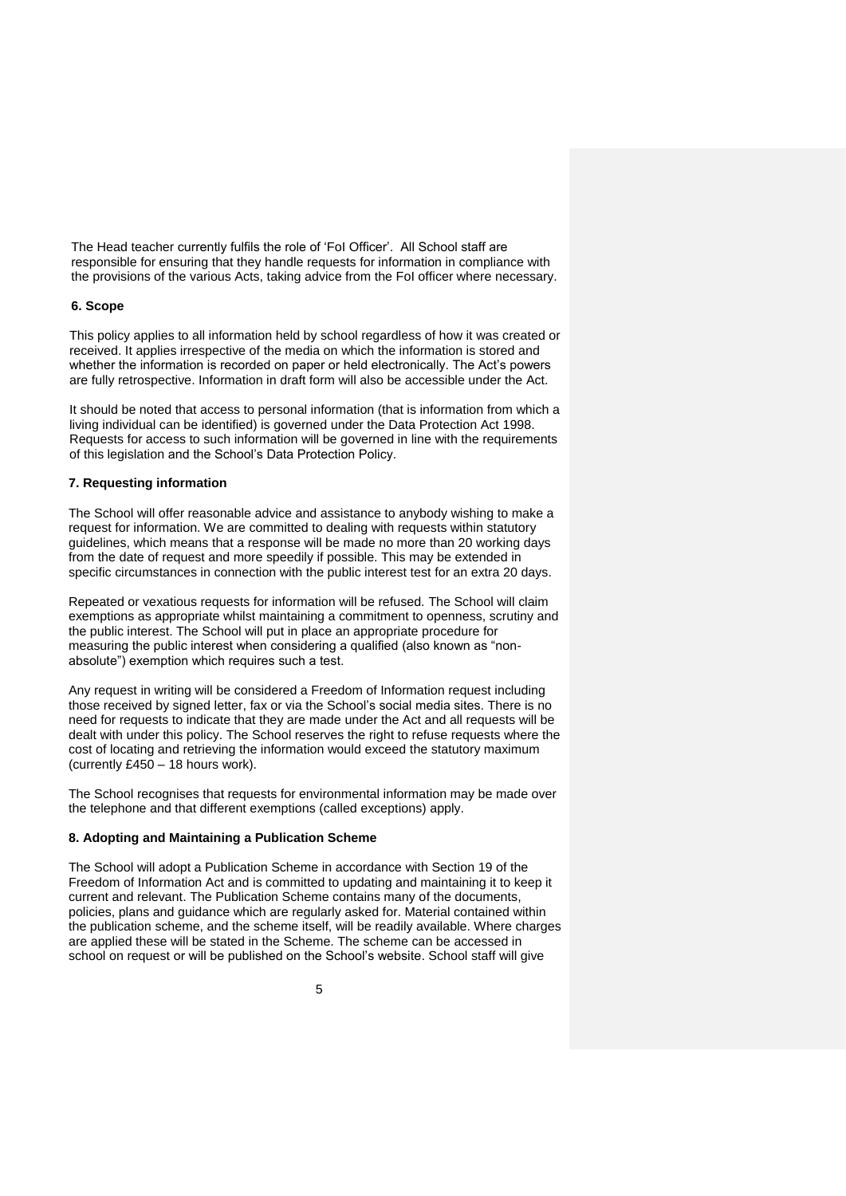The Head teacher currently fulfils the role of 'FoI Officer'. All School staff are responsible for ensuring that they handle requests for information in compliance with the provisions of the various Acts, taking advice from the FoI officer where necessary.

### 6. Scope

This policy applies to all information held by school regardless of how it was created or received. It applies irrespective of the media on which the information is stored and whether the information is recorded on paper or held electronically. The Act's powers are fully retrospective. Information in draft form will also be accessible under the Act.

It should be noted that access to personal information (that is information from which a living individual can be identified) is governed under the Data Protection Act 1998. Requests for access to such information will be governed in line with the requirements of this legislation and the School's Data Protection Policy.

### 7. Requesting information

The School will offer reasonable advice and assistance to anybody wishing to make a request for information. We are committed to dealing with requests within statutory guidelines, which means that a response will be made no more than 20 working days from the date of request and more speedily if possible. This may be extended in specific circumstances in connection with the public interest test for an extra 20 days.

Repeated or vexatious requests for information will be refused. The School will claim exemptions as appropriate whilst maintaining a commitment to openness, scrutiny and the public interest. The School will put in place an appropriate procedure for measuring the public interest when considering a qualified (also known as "non-absolute") exemption which requires such a test.

Any request in writing will be considered a Freedom of Information request including those received by signed letter, fax or via the School's social media sites. There is no need for requests to indicate that they are made under the Act and all requests will be dealt with under this policy. The School reserves the right to refuse requests where the cost of locating and retrieving the information would exceed the statutory maximum (currently £450 – 18 hours work).

The School recognises that requests for environmental information may be made over the telephone and that different exemptions (called exceptions) apply.

### 8. Adopting and Maintaining a Publication Scheme

The School will adopt a Publication Scheme in accordance with Section 19 of the Freedom of Information Act and is committed to updating and maintaining it to keep it current and relevant. The Publication Scheme contains many of the documents, policies, plans and guidance which are regularly asked for. Material contained within the publication scheme, and the scheme itself, will be readily available. Where charges are applied these will be stated in the Scheme. The scheme can be accessed in school on request or will be published on the School's website. School staff will give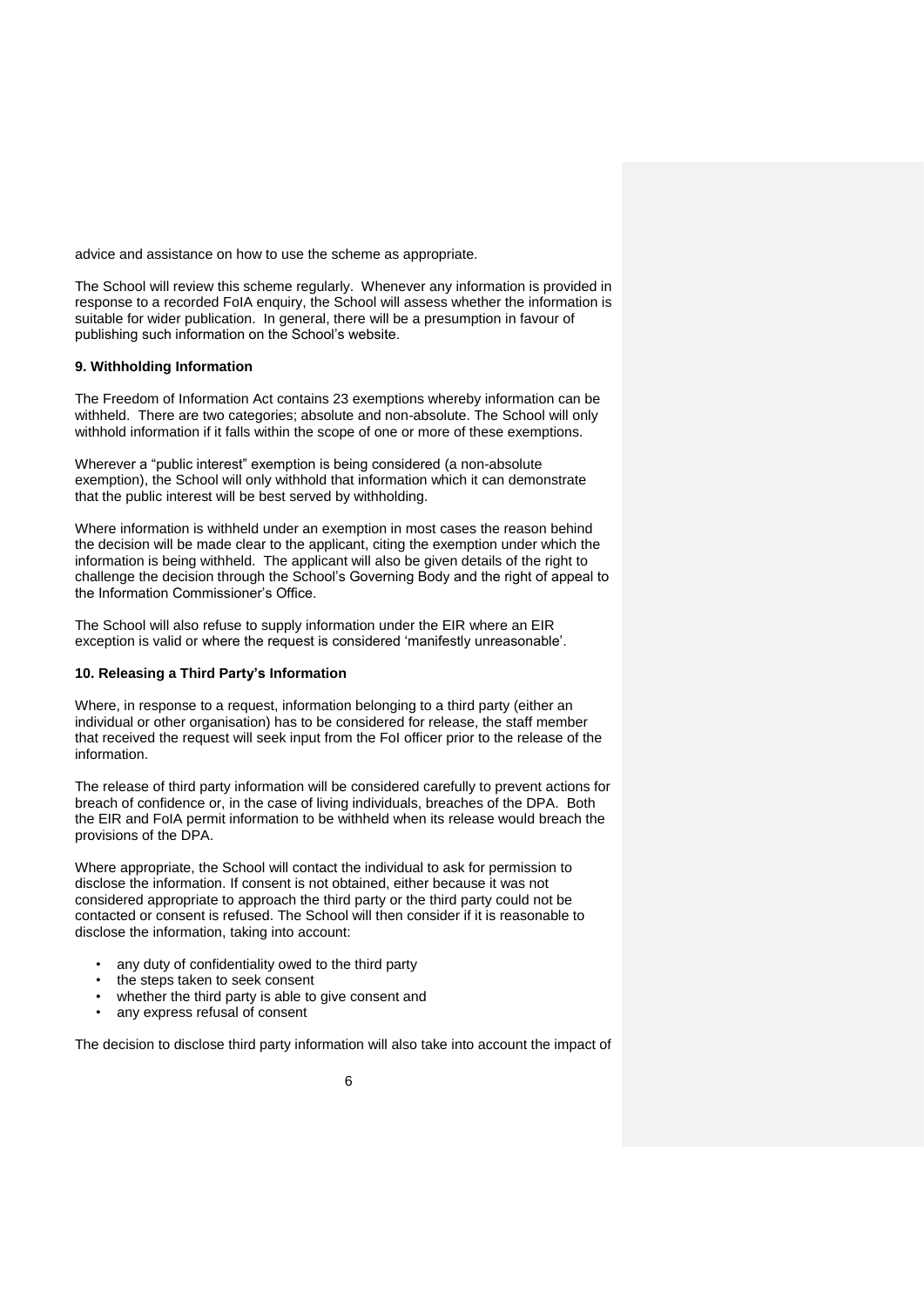advice and assistance on how to use the scheme as appropriate.

The School will review this scheme regularly. Whenever any information is provided in response to a recorded FoIA enquiry, the School will assess whether the information is suitable for wider publication. In general, there will be a presumption in favour of publishing such information on the School's website.

### 9. Withholding Information

The Freedom of Information Act contains 23 exemptions whereby information can be withheld. There are two categories; absolute and non-absolute. The School will only withhold information if it falls within the scope of one or more of these exemptions.

Wherever a "public interest" exemption is being considered (a non-absolute exemption), the School will only withhold that information which it can demonstrate that the public interest will be best served by withholding.

Where information is withheld under an exemption in most cases the reason behind the decision will be made clear to the applicant, citing the exemption under which the information is being withheld. The applicant will also be given details of the right to challenge the decision through the School's Governing Body and the right of appeal to the Information Commissioner's Office.

The School will also refuse to supply information under the EIR where an EIR exception is valid or where the request is considered 'manifestly unreasonable'.

### 10. Releasing a Third Party's Information

Where, in response to a request, information belonging to a third party (either an individual or other organisation) has to be considered for release, the staff member that received the request will seek input from the FoI officer prior to the release of the information.

The release of third party information will be considered carefully to prevent actions for breach of confidence or, in the case of living individuals, breaches of the DPA. Both the EIR and FoIA permit information to be withheld when its release would breach the provisions of the DPA.

Where appropriate, the School will contact the individual to ask for permission to disclose the information. If consent is not obtained, either because it was not considered appropriate to approach the third party or the third party could not be contacted or consent is refused. The School will then consider if it is reasonable to disclose the information, taking into account:

- any duty of confidentiality owed to the third party
- the steps taken to seek consent
- whether the third party is able to give consent and
- any express refusal of consent

The decision to disclose third party information will also take into account the impact of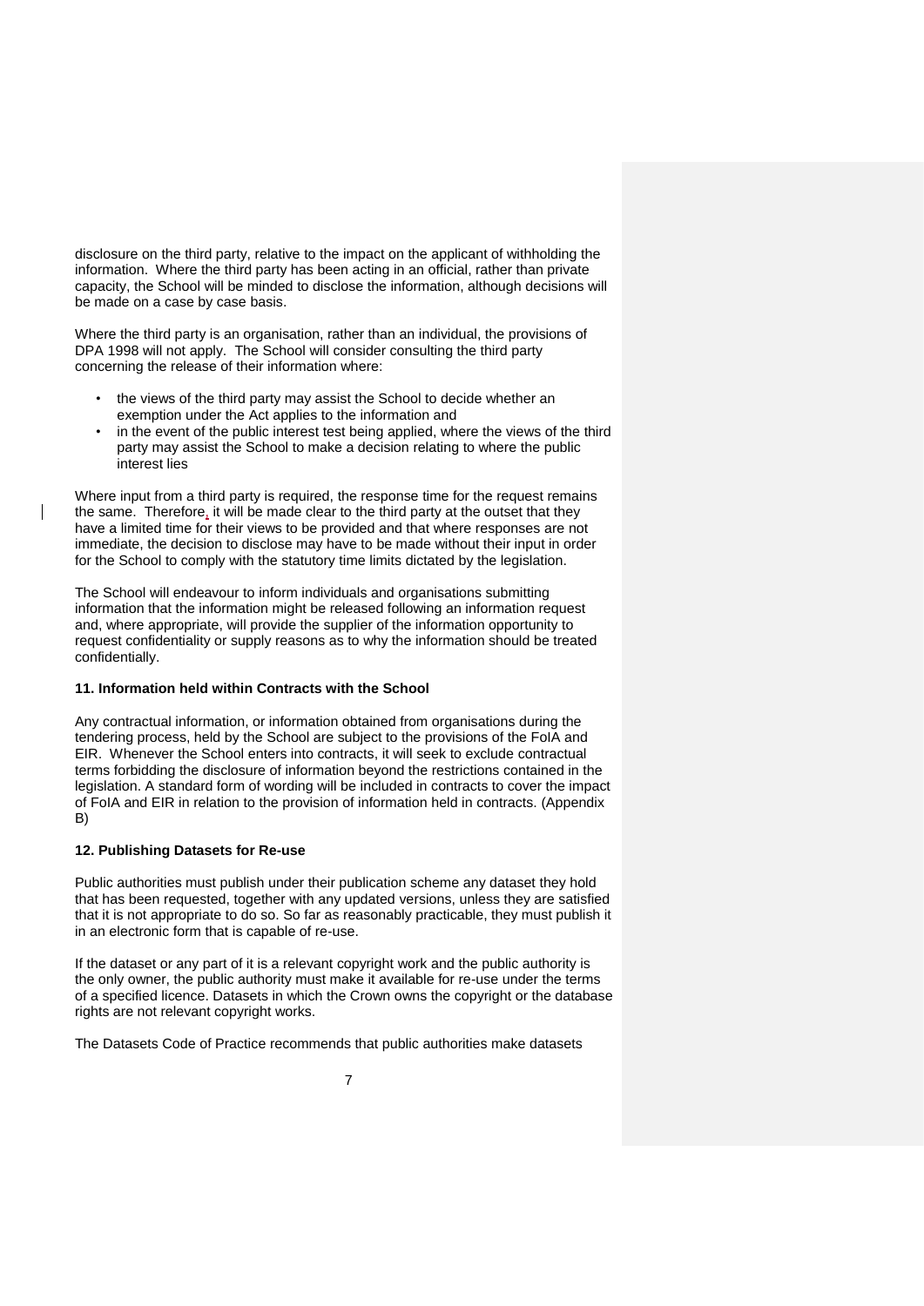disclosure on the third party, relative to the impact on the applicant of withholding the information. Where the third party has been acting in an official, rather than private capacity, the School will be minded to disclose the information, although decisions will be made on a case by case basis.

Where the third party is an organisation, rather than an individual, the provisions of DPA 1998 will not apply. The School will consider consulting the third party concerning the release of their information where:

- the views of the third party may assist the School to decide whether an exemption under the Act applies to the information and
- in the event of the public interest test being applied, where the views of the third party may assist the School to make a decision relating to where the public interest lies

Where input from a third party is required, the response time for the request remains the same. Therefore, it will be made clear to the third party at the outset that they have a limited time for their views to be provided and that where responses are not immediate, the decision to disclose may have to be made without their input in order for the School to comply with the statutory time limits dictated by the legislation.

The School will endeavour to inform individuals and organisations submitting information that the information might be released following an information request and, where appropriate, will provide the supplier of the information opportunity to request confidentiality or supply reasons as to why the information should be treated confidentially.

### 11. Information held within Contracts with the School

Any contractual information, or information obtained from organisations during the tendering process, held by the School are subject to the provisions of the FoIA and EIR. Whenever the School enters into contracts, it will seek to exclude contractual terms forbidding the disclosure of information beyond the restrictions contained in the legislation. A standard form of wording will be included in contracts to cover the impact of FoIA and EIR in relation to the provision of information held in contracts. (Appendix B)

### 12. Publishing Datasets for Re-use

Public authorities must publish under their publication scheme any dataset they hold that has been requested, together with any updated versions, unless they are satisfied that it is not appropriate to do so. So far as reasonably practicable, they must publish it in an electronic form that is capable of re-use.

If the dataset or any part of it is a relevant copyright work and the public authority is the only owner, the public authority must make it available for re-use under the terms of a specified licence. Datasets in which the Crown owns the copyright or the database rights are not relevant copyright works.

The Datasets Code of Practice recommends that public authorities make datasets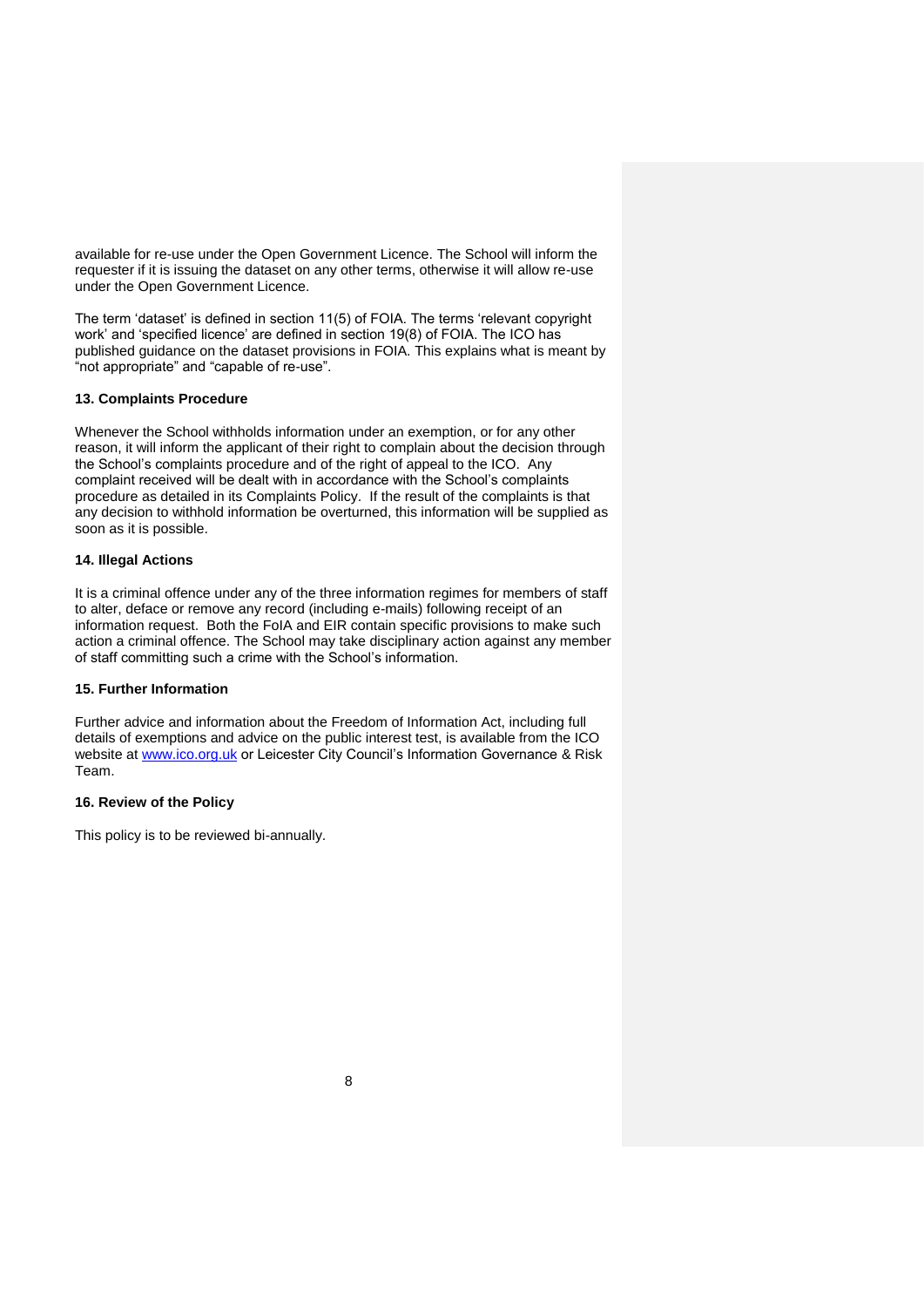available for re-use under the Open Government Licence. The School will inform the requester if it is issuing the dataset on any other terms, otherwise it will allow re-use under the Open Government Licence.

The term 'dataset' is defined in section 11(5) of FOIA. The terms 'relevant copyright work' and 'specified licence' are defined in section 19(8) of FOIA. The ICO has published guidance on the dataset provisions in FOIA. This explains what is meant by "not appropriate" and "capable of re-use".

**13. Complaints Procedure**

Whenever the School withholds information under an exemption, or for any other reason, it will inform the applicant of their right to complain about the decision through the School's complaints procedure and of the right of appeal to the ICO. Any complaint received will be dealt with in accordance with the School's complaints procedure as detailed in its Complaints Policy. If the result of the complaints is that any decision to withhold information be overturned, this information will be supplied as soon as it is possible.

**14. Illegal Actions**

It is a criminal offence under any of the three information regimes for members of staff to alter, deface or remove any record (including e-mails) following receipt of an information request. Both the FoIA and EIR contain specific provisions to make such action a criminal offence. The School may take disciplinary action against any member of staff committing such a crime with the School's information.

**15. Further Information**

Further advice and information about the Freedom of Information Act, including full details of exemptions and advice on the public interest test, is available from the ICO website at www.ico.org.uk or Leicester City Council's Information Governance & Risk Team.

**16. Review of the Policy**

This policy is to be reviewed bi-annually.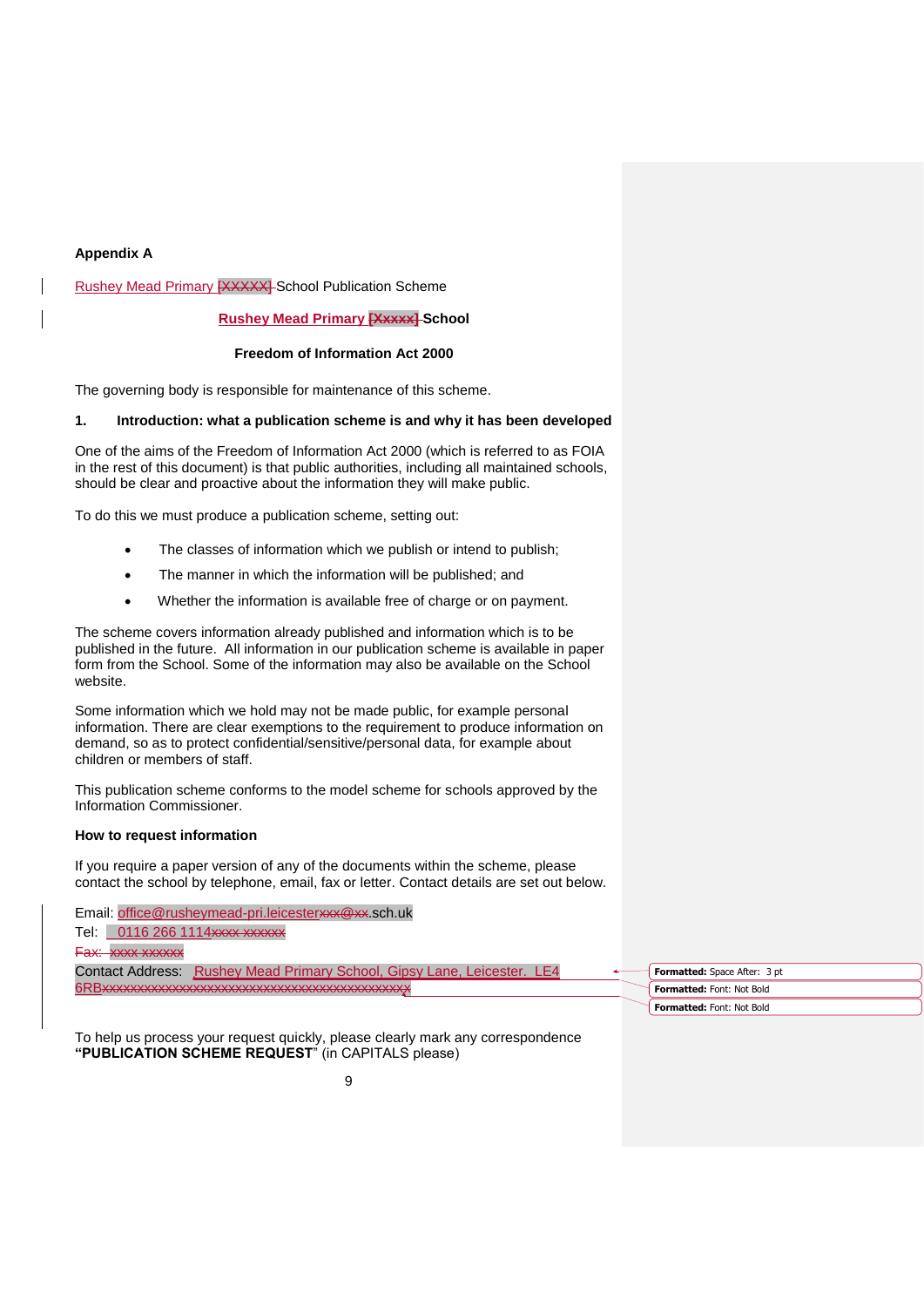**Appendix A**

Rushey Mead Primary School Publication Scheme

**Rushey Mead Primary School**

**Freedom of Information Act 2000**

The governing body is responsible for maintenance of this scheme.

## 1. Introduction: what a publication scheme is and why it has been developed

One of the aims of the Freedom of Information Act 2000 (which is referred to as FOIA in the rest of this document) is that public authorities, including all maintained schools, should be clear and proactive about the information they will make public.

To do this we must produce a publication scheme, setting out:

- The classes of information which we publish or intend to publish;
- The manner in which the information will be published; and
- Whether the information is available free of charge or on payment.

The scheme covers information already published and information which is to be published in the future. All information in our publication scheme is available in paper form from the School. Some of the information may also be available on the School website.

Some information which we hold may not be made public, for example personal information. There are clear exemptions to the requirement to produce information on demand, so as to protect confidential/sensitive/personal data, for example about children or members of staff.

This publication scheme conforms to the model scheme for schools approved by the Information Commissioner.

**How to request information**

If you require a paper version of any of the documents within the scheme, please contact the school by telephone, email, fax or letter. Contact details are set out below.

Email: office@rusheymead-pri.leicester.sch.uk
Tel: 0116 266 1114
Contact Address: Rushey Mead Primary School, Gipsy Lane, Leicester. LE4 6RB

To help us process your request quickly, please clearly mark any correspondence **"PUBLICATION SCHEME REQUEST"** (in CAPITALS please)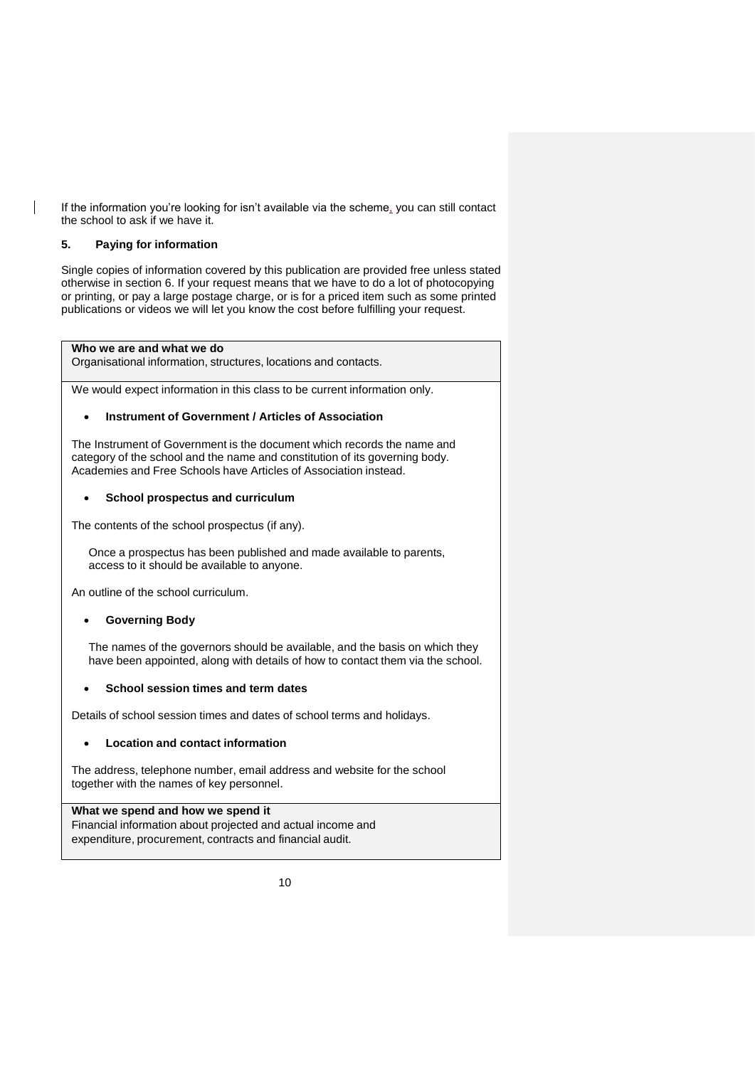If the information you're looking for isn't available via the scheme, you can still contact the school to ask if we have it.

## 5. Paying for information

Single copies of information covered by this publication are provided free unless stated otherwise in section 6. If your request means that we have to do a lot of photocopying or printing, or pay a large postage charge, or is for a priced item such as some printed publications or videos we will let you know the cost before fulfilling your request.

**Who we are and what we do**
Organisational information, structures, locations and contacts.

We would expect information in this class to be current information only.

- **Instrument of Government / Articles of Association**

The Instrument of Government is the document which records the name and category of the school and the name and constitution of its governing body. Academies and Free Schools have Articles of Association instead.

- **School prospectus and curriculum**

The contents of the school prospectus (if any).

Once a prospectus has been published and made available to parents, access to it should be available to anyone.

An outline of the school curriculum.

- **Governing Body**

The names of the governors should be available, and the basis on which they have been appointed, along with details of how to contact them via the school.

- **School session times and term dates**

Details of school session times and dates of school terms and holidays.

- **Location and contact information**

The address, telephone number, email address and website for the school together with the names of key personnel.

**What we spend and how we spend it**
Financial information about projected and actual income and expenditure, procurement, contracts and financial audit.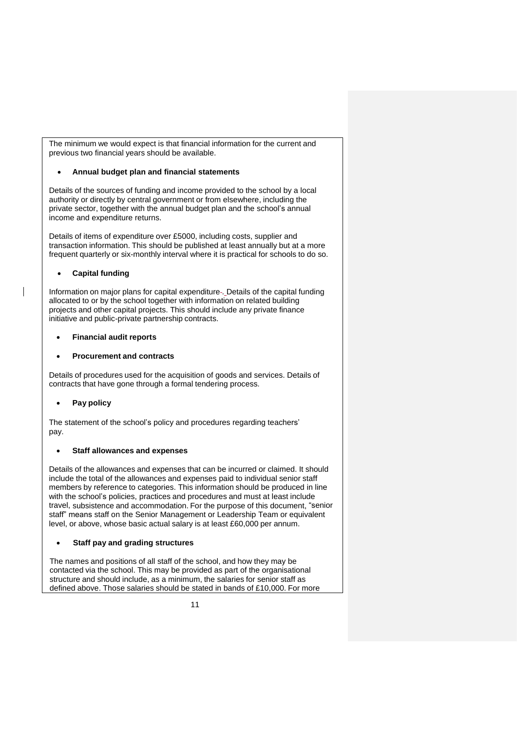The minimum we would expect is that financial information for the current and previous two financial years should be available.

- **Annual budget plan and financial statements**

Details of the sources of funding and income provided to the school by a local authority or directly by central government or from elsewhere, including the private sector, together with the annual budget plan and the school's annual income and expenditure returns.

Details of items of expenditure over £5000, including costs, supplier and transaction information. This should be published at least annually but at a more frequent quarterly or six-monthly interval where it is practical for schools to do so.

- **Capital funding**

Information on major plans for capital expenditure. Details of the capital funding allocated to or by the school together with information on related building projects and other capital projects. This should include any private finance initiative and public-private partnership contracts.

- **Financial audit reports**

- **Procurement and contracts**

Details of procedures used for the acquisition of goods and services. Details of contracts that have gone through a formal tendering process.

- **Pay policy**

The statement of the school's policy and procedures regarding teachers' pay.

- **Staff allowances and expenses**

Details of the allowances and expenses that can be incurred or claimed. It should include the total of the allowances and expenses paid to individual senior staff members by reference to categories. This information should be produced in line with the school's policies, practices and procedures and must at least include travel, subsistence and accommodation. For the purpose of this document, "senior staff" means staff on the Senior Management or Leadership Team or equivalent level, or above, whose basic actual salary is at least £60,000 per annum.

- **Staff pay and grading structures**

The names and positions of all staff of the school, and how they may be contacted via the school. This may be provided as part of the organisational structure and should include, as a minimum, the salaries for senior staff as defined above. Those salaries should be stated in bands of £10,000. For more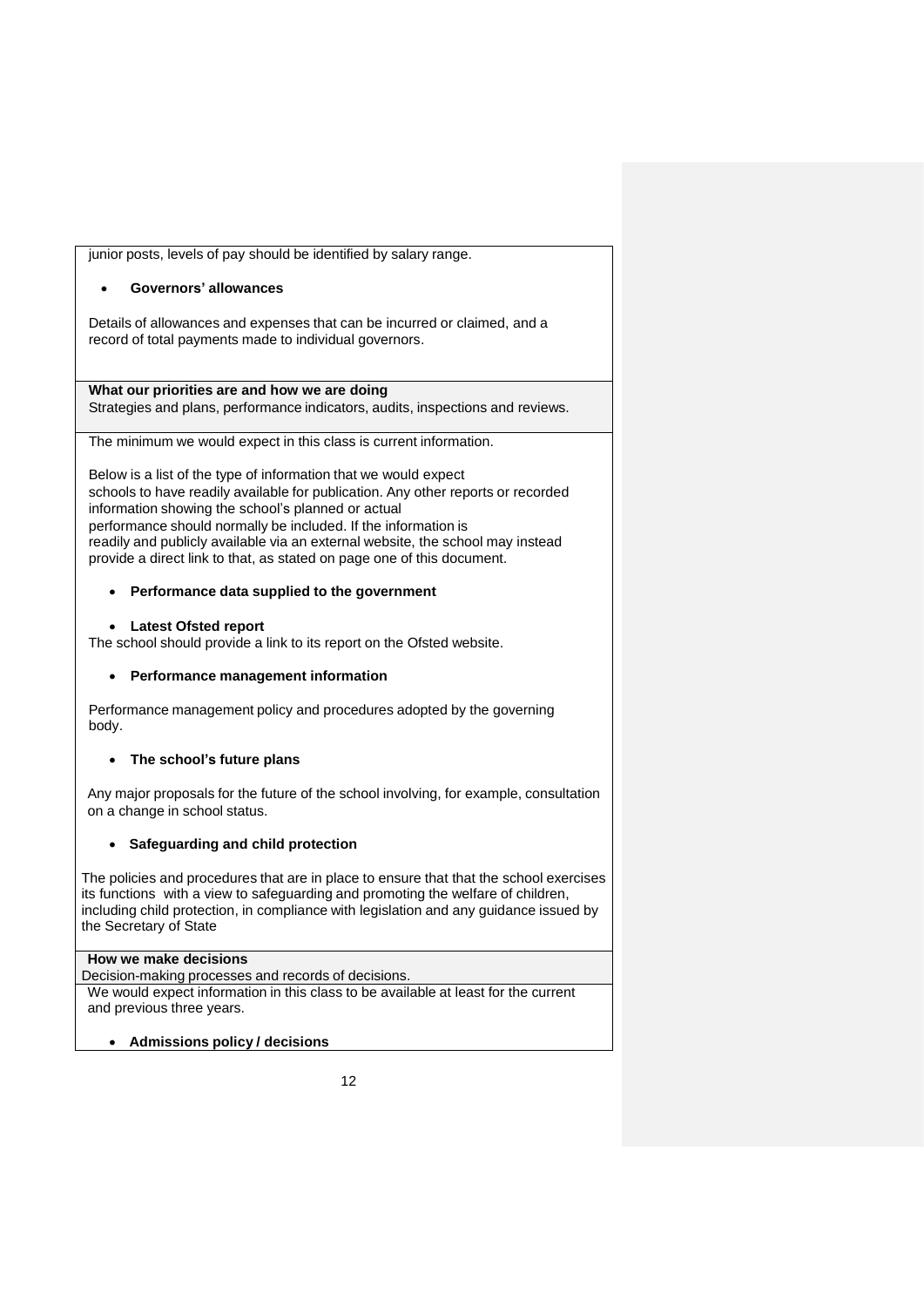junior posts, levels of pay should be identified by salary range.

- **Governors' allowances**

Details of allowances and expenses that can be incurred or claimed, and a record of total payments made to individual governors.

**What our priorities are and how we are doing**
Strategies and plans, performance indicators, audits, inspections and reviews.

The minimum we would expect in this class is current information.

Below is a list of the type of information that we would expect schools to have readily available for publication. Any other reports or recorded information showing the school's planned or actual performance should normally be included. If the information is readily and publicly available via an external website, the school may instead provide a direct link to that, as stated on page one of this document.

- **Performance data supplied to the government**

- **Latest Ofsted report**

The school should provide a link to its report on the Ofsted website.

- **Performance management information**

Performance management policy and procedures adopted by the governing body.

- **The school's future plans**

Any major proposals for the future of the school involving, for example, consultation on a change in school status.

- **Safeguarding and child protection**

The policies and procedures that are in place to ensure that that the school exercises its functions with a view to safeguarding and promoting the welfare of children, including child protection, in compliance with legislation and any guidance issued by the Secretary of State

**How we make decisions**
Decision-making processes and records of decisions.

We would expect information in this class to be available at least for the current and previous three years.

- **Admissions policy / decisions**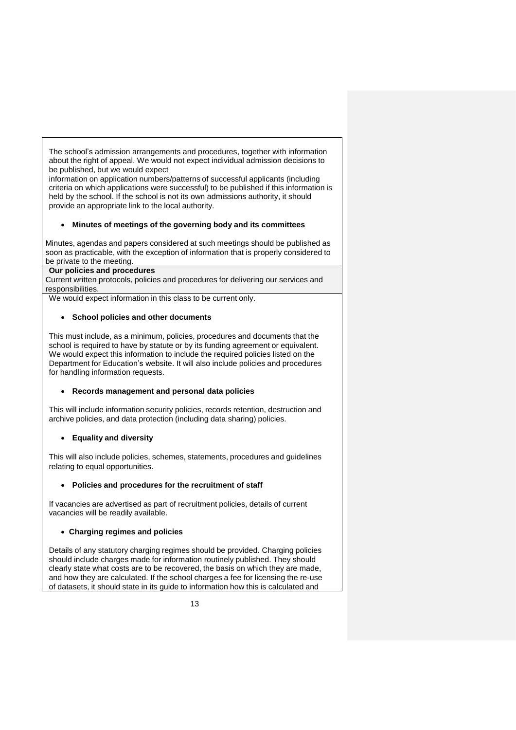The school's admission arrangements and procedures, together with information about the right of appeal. We would not expect individual admission decisions to be published, but we would expect information on application numbers/patterns of successful applicants (including criteria on which applications were successful) to be published if this information is held by the school. If the school is not its own admissions authority, it should provide an appropriate link to the local authority.

- **Minutes of meetings of the governing body and its committees**

Minutes, agendas and papers considered at such meetings should be published as soon as practicable, with the exception of information that is properly considered to be private to the meeting.

**Our policies and procedures**

Current written protocols, policies and procedures for delivering our services and responsibilities.

We would expect information in this class to be current only.

- **School policies and other documents**

This must include, as a minimum, policies, procedures and documents that the school is required to have by statute or by its funding agreement or equivalent. We would expect this information to include the required policies listed on the Department for Education's website. It will also include policies and procedures for handling information requests.

- **Records management and personal data policies**

This will include information security policies, records retention, destruction and archive policies, and data protection (including data sharing) policies.

- **Equality and diversity**

This will also include policies, schemes, statements, procedures and guidelines relating to equal opportunities.

- **Policies and procedures for the recruitment of staff**

If vacancies are advertised as part of recruitment policies, details of current vacancies will be readily available.

- **Charging regimes and policies**

Details of any statutory charging regimes should be provided. Charging policies should include charges made for information routinely published. They should clearly state what costs are to be recovered, the basis on which they are made, and how they are calculated. If the school charges a fee for licensing the re-use of datasets, it should state in its guide to information how this is calculated and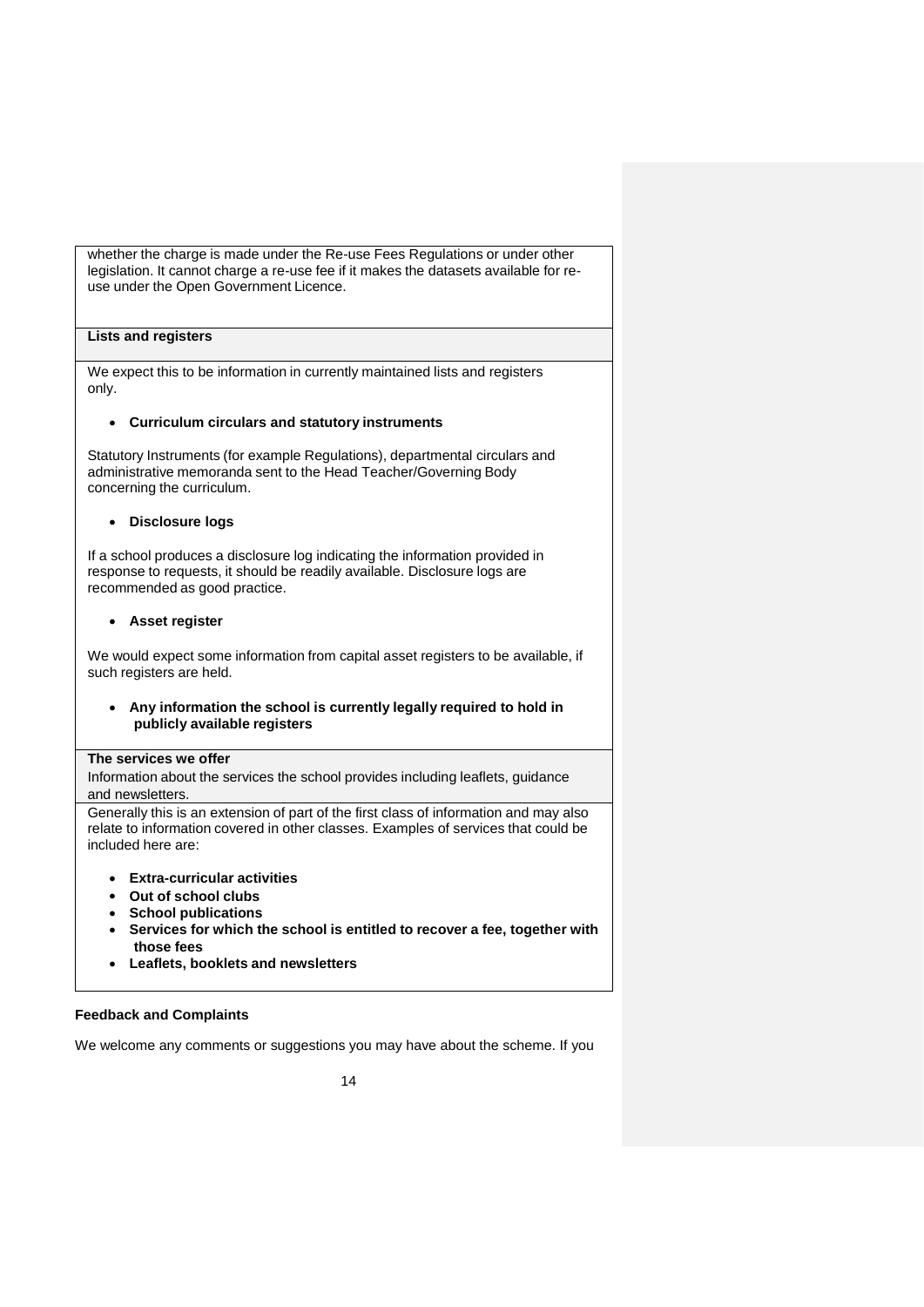whether the charge is made under the Re-use Fees Regulations or under other legislation. It cannot charge a re-use fee if it makes the datasets available for re-use under the Open Government Licence.

**Lists and registers**

We expect this to be information in currently maintained lists and registers only.

- **Curriculum circulars and statutory instruments**

Statutory Instruments (for example Regulations), departmental circulars and administrative memoranda sent to the Head Teacher/Governing Body concerning the curriculum.

- **Disclosure logs**

If a school produces a disclosure log indicating the information provided in response to requests, it should be readily available. Disclosure logs are recommended as good practice.

- **Asset register**

We would expect some information from capital asset registers to be available, if such registers are held.

- **Any information the school is currently legally required to hold in publicly available registers**

**The services we offer**

Information about the services the school provides including leaflets, guidance and newsletters.

Generally this is an extension of part of the first class of information and may also relate to information covered in other classes. Examples of services that could be included here are:

- **Extra-curricular activities**
- **Out of school clubs**
- **School publications**
- **Services for which the school is entitled to recover a fee, together with those fees**
- **Leaflets, booklets and newsletters**

**Feedback and Complaints**

We welcome any comments or suggestions you may have about the scheme. If you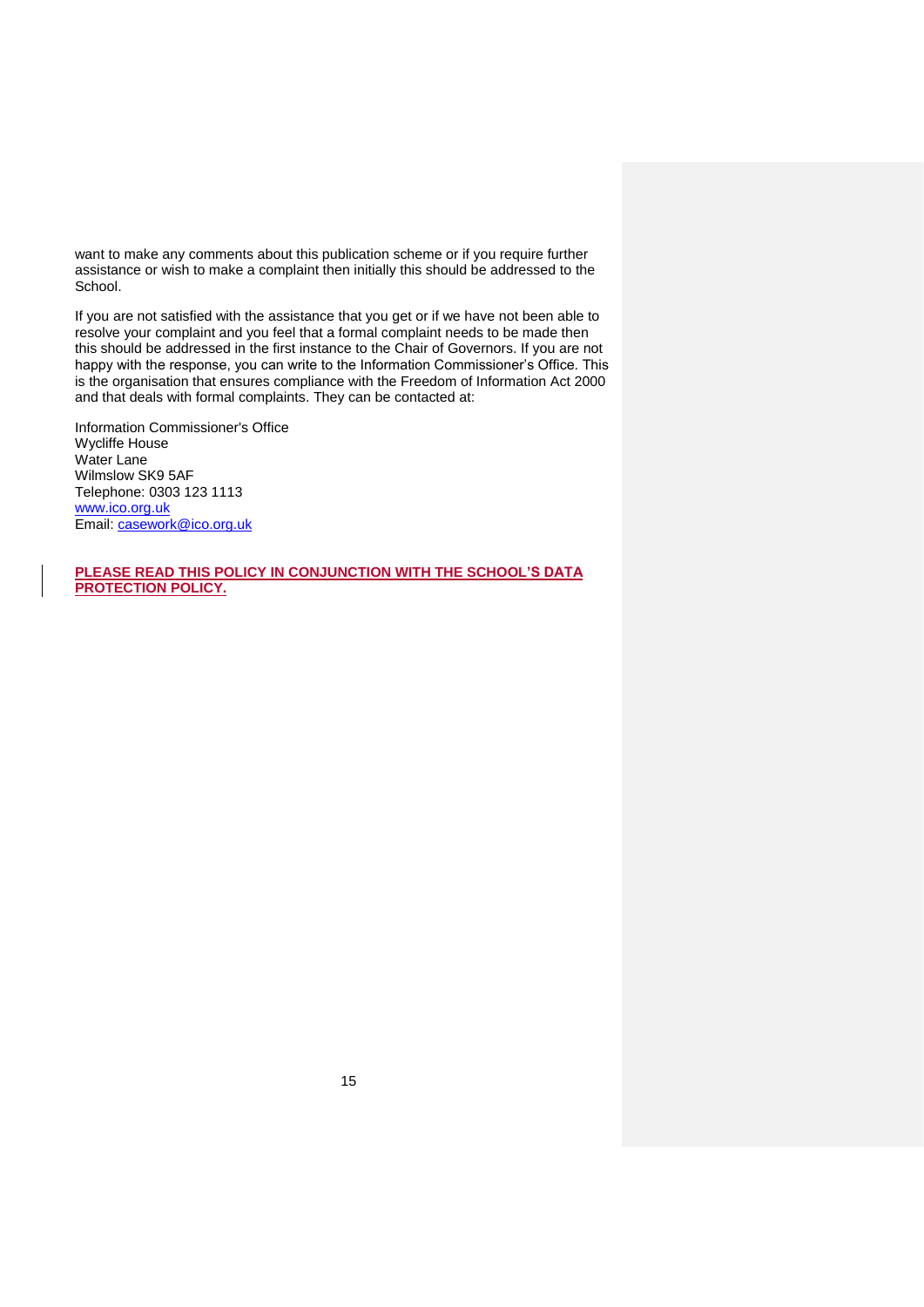want to make any comments about this publication scheme or if you require further assistance or wish to make a complaint then initially this should be addressed to the School.

If you are not satisfied with the assistance that you get or if we have not been able to resolve your complaint and you feel that a formal complaint needs to be made then this should be addressed in the first instance to the Chair of Governors. If you are not happy with the response, you can write to the Information Commissioner's Office. This is the organisation that ensures compliance with the Freedom of Information Act 2000 and that deals with formal complaints. They can be contacted at:

Information Commissioner's Office
Wycliffe House
Water Lane
Wilmslow SK9 5AF
Telephone: 0303 123 1113
www.ico.org.uk
Email: casework@ico.org.uk

**PLEASE READ THIS POLICY IN CONJUNCTION WITH THE SCHOOL'S DATA PROTECTION POLICY.**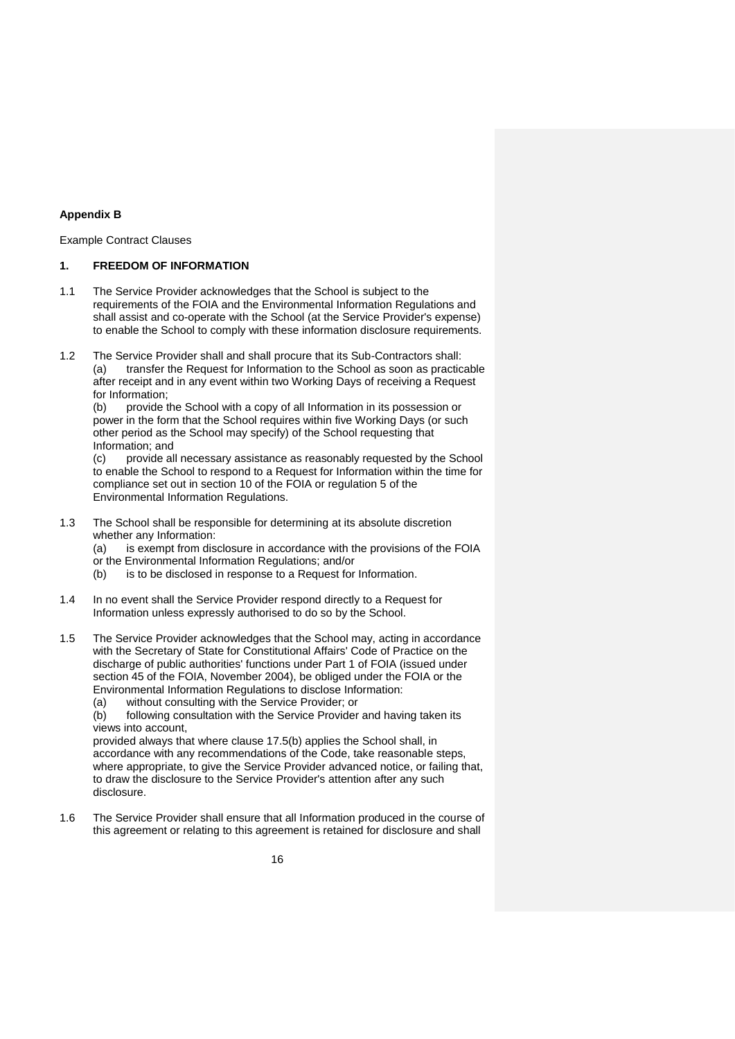**Appendix B**

Example Contract Clauses

**1. FREEDOM OF INFORMATION**

1.1 The Service Provider acknowledges that the School is subject to the requirements of the FOIA and the Environmental Information Regulations and shall assist and co-operate with the School (at the Service Provider's expense) to enable the School to comply with these information disclosure requirements.

1.2 The Service Provider shall and shall procure that its Sub-Contractors shall:
(a) transfer the Request for Information to the School as soon as practicable after receipt and in any event within two Working Days of receiving a Request for Information;
(b) provide the School with a copy of all Information in its possession or power in the form that the School requires within five Working Days (or such other period as the School may specify) of the School requesting that Information; and
(c) provide all necessary assistance as reasonably requested by the School to enable the School to respond to a Request for Information within the time for compliance set out in section 10 of the FOIA or regulation 5 of the Environmental Information Regulations.

1.3 The School shall be responsible for determining at its absolute discretion whether any Information:
(a) is exempt from disclosure in accordance with the provisions of the FOIA or the Environmental Information Regulations; and/or
(b) is to be disclosed in response to a Request for Information.

1.4 In no event shall the Service Provider respond directly to a Request for Information unless expressly authorised to do so by the School.

1.5 The Service Provider acknowledges that the School may, acting in accordance with the Secretary of State for Constitutional Affairs' Code of Practice on the discharge of public authorities' functions under Part 1 of FOIA (issued under section 45 of the FOIA, November 2004), be obliged under the FOIA or the Environmental Information Regulations to disclose Information:
(a) without consulting with the Service Provider; or
(b) following consultation with the Service Provider and having taken its views into account,
provided always that where clause 17.5(b) applies the School shall, in accordance with any recommendations of the Code, take reasonable steps, where appropriate, to give the Service Provider advanced notice, or failing that, to draw the disclosure to the Service Provider's attention after any such disclosure.

1.6 The Service Provider shall ensure that all Information produced in the course of this agreement or relating to this agreement is retained for disclosure and shall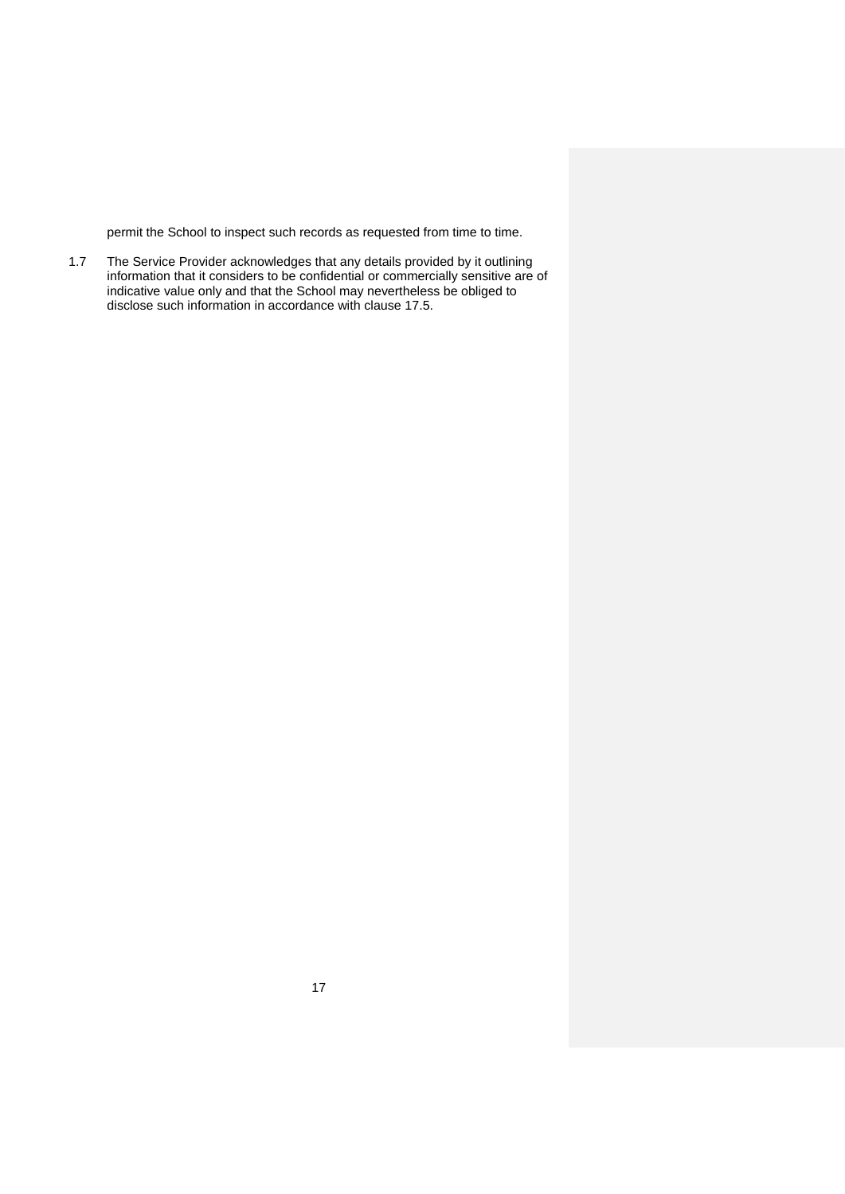permit the School to inspect such records as requested from time to time.

1.7 The Service Provider acknowledges that any details provided by it outlining information that it considers to be confidential or commercially sensitive are of indicative value only and that the School may nevertheless be obliged to disclose such information in accordance with clause 17.5.